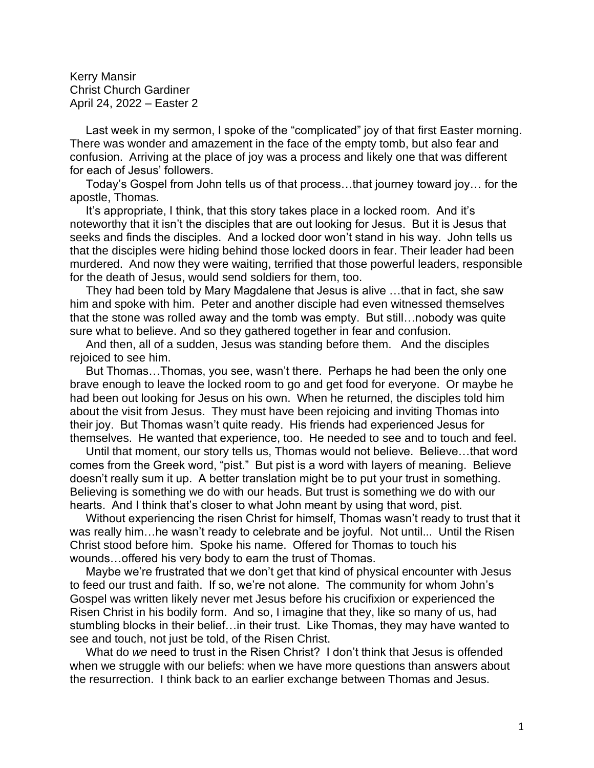Kerry Mansir
Christ Church Gardiner
April 24, 2022 – Easter 2

Last week in my sermon, I spoke of the "complicated" joy of that first Easter morning. There was wonder and amazement in the face of the empty tomb, but also fear and confusion. Arriving at the place of joy was a process and likely one that was different for each of Jesus' followers.

Today's Gospel from John tells us of that process…that journey toward joy… for the apostle, Thomas.

It's appropriate, I think, that this story takes place in a locked room. And it's noteworthy that it isn't the disciples that are out looking for Jesus. But it is Jesus that seeks and finds the disciples. And a locked door won't stand in his way. John tells us that the disciples were hiding behind those locked doors in fear. Their leader had been murdered. And now they were waiting, terrified that those powerful leaders, responsible for the death of Jesus, would send soldiers for them, too.

They had been told by Mary Magdalene that Jesus is alive …that in fact, she saw him and spoke with him. Peter and another disciple had even witnessed themselves that the stone was rolled away and the tomb was empty. But still…nobody was quite sure what to believe. And so they gathered together in fear and confusion.

And then, all of a sudden, Jesus was standing before them. And the disciples rejoiced to see him.

But Thomas…Thomas, you see, wasn't there. Perhaps he had been the only one brave enough to leave the locked room to go and get food for everyone. Or maybe he had been out looking for Jesus on his own. When he returned, the disciples told him about the visit from Jesus. They must have been rejoicing and inviting Thomas into their joy. But Thomas wasn't quite ready. His friends had experienced Jesus for themselves. He wanted that experience, too. He needed to see and to touch and feel.

Until that moment, our story tells us, Thomas would not believe. Believe…that word comes from the Greek word, "pist." But pist is a word with layers of meaning. Believe doesn't really sum it up. A better translation might be to put your trust in something. Believing is something we do with our heads. But trust is something we do with our hearts. And I think that's closer to what John meant by using that word, pist.

Without experiencing the risen Christ for himself, Thomas wasn't ready to trust that it was really him…he wasn't ready to celebrate and be joyful. Not until... Until the Risen Christ stood before him. Spoke his name. Offered for Thomas to touch his wounds…offered his very body to earn the trust of Thomas.

Maybe we're frustrated that we don't get that kind of physical encounter with Jesus to feed our trust and faith. If so, we're not alone. The community for whom John's Gospel was written likely never met Jesus before his crucifixion or experienced the Risen Christ in his bodily form. And so, I imagine that they, like so many of us, had stumbling blocks in their belief…in their trust. Like Thomas, they may have wanted to see and touch, not just be told, of the Risen Christ.

What do *we* need to trust in the Risen Christ? I don't think that Jesus is offended when we struggle with our beliefs: when we have more questions than answers about the resurrection. I think back to an earlier exchange between Thomas and Jesus.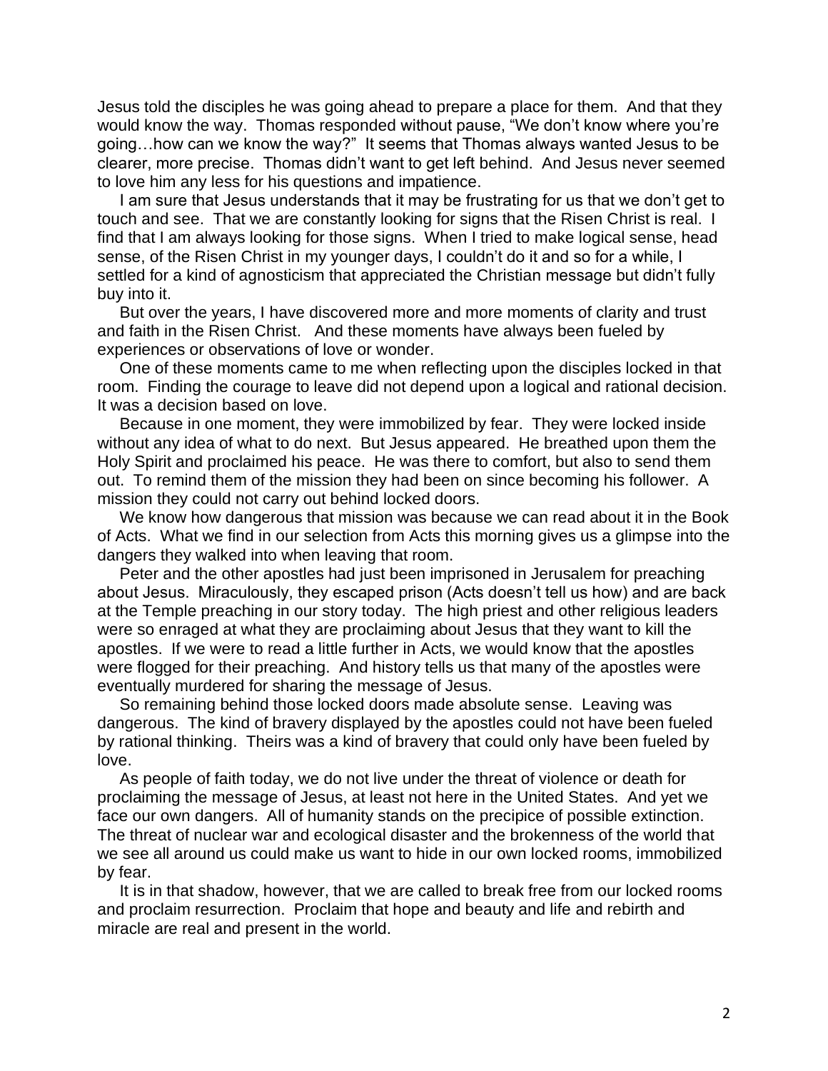Jesus told the disciples he was going ahead to prepare a place for them. And that they would know the way. Thomas responded without pause, "We don't know where you're going…how can we know the way?" It seems that Thomas always wanted Jesus to be clearer, more precise. Thomas didn't want to get left behind. And Jesus never seemed to love him any less for his questions and impatience.

I am sure that Jesus understands that it may be frustrating for us that we don't get to touch and see. That we are constantly looking for signs that the Risen Christ is real. I find that I am always looking for those signs. When I tried to make logical sense, head sense, of the Risen Christ in my younger days, I couldn't do it and so for a while, I settled for a kind of agnosticism that appreciated the Christian message but didn't fully buy into it.

But over the years, I have discovered more and more moments of clarity and trust and faith in the Risen Christ. And these moments have always been fueled by experiences or observations of love or wonder.

One of these moments came to me when reflecting upon the disciples locked in that room. Finding the courage to leave did not depend upon a logical and rational decision. It was a decision based on love.

Because in one moment, they were immobilized by fear. They were locked inside without any idea of what to do next. But Jesus appeared. He breathed upon them the Holy Spirit and proclaimed his peace. He was there to comfort, but also to send them out. To remind them of the mission they had been on since becoming his follower. A mission they could not carry out behind locked doors.

We know how dangerous that mission was because we can read about it in the Book of Acts. What we find in our selection from Acts this morning gives us a glimpse into the dangers they walked into when leaving that room.

Peter and the other apostles had just been imprisoned in Jerusalem for preaching about Jesus. Miraculously, they escaped prison (Acts doesn't tell us how) and are back at the Temple preaching in our story today. The high priest and other religious leaders were so enraged at what they are proclaiming about Jesus that they want to kill the apostles. If we were to read a little further in Acts, we would know that the apostles were flogged for their preaching. And history tells us that many of the apostles were eventually murdered for sharing the message of Jesus.

So remaining behind those locked doors made absolute sense. Leaving was dangerous. The kind of bravery displayed by the apostles could not have been fueled by rational thinking. Theirs was a kind of bravery that could only have been fueled by love.

As people of faith today, we do not live under the threat of violence or death for proclaiming the message of Jesus, at least not here in the United States. And yet we face our own dangers. All of humanity stands on the precipice of possible extinction. The threat of nuclear war and ecological disaster and the brokenness of the world that we see all around us could make us want to hide in our own locked rooms, immobilized by fear.

It is in that shadow, however, that we are called to break free from our locked rooms and proclaim resurrection. Proclaim that hope and beauty and life and rebirth and miracle are real and present in the world.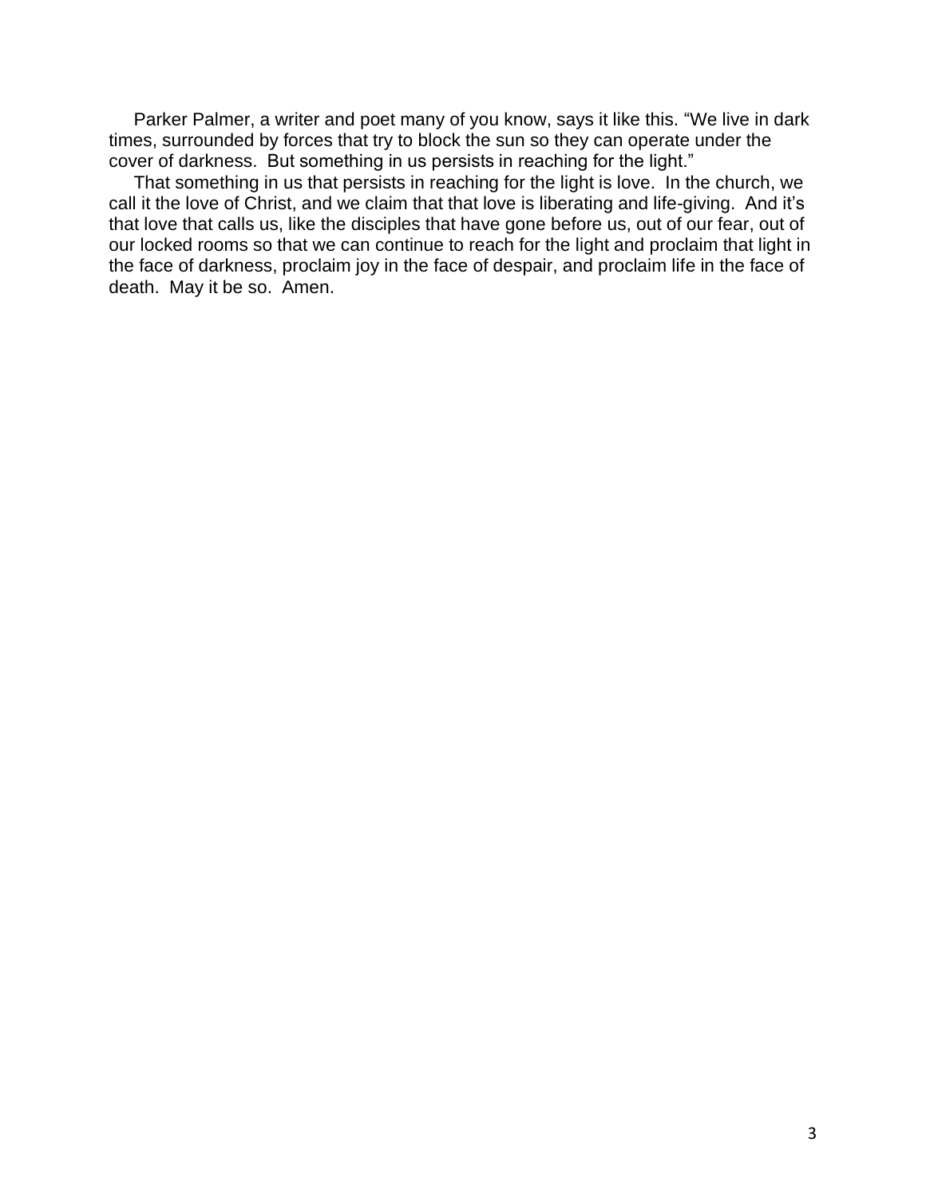Parker Palmer, a writer and poet many of you know, says it like this. "We live in dark times, surrounded by forces that try to block the sun so they can operate under the cover of darkness. But something in us persists in reaching for the light."

That something in us that persists in reaching for the light is love. In the church, we call it the love of Christ, and we claim that that love is liberating and life-giving. And it's that love that calls us, like the disciples that have gone before us, out of our fear, out of our locked rooms so that we can continue to reach for the light and proclaim that light in the face of darkness, proclaim joy in the face of despair, and proclaim life in the face of death. May it be so. Amen.